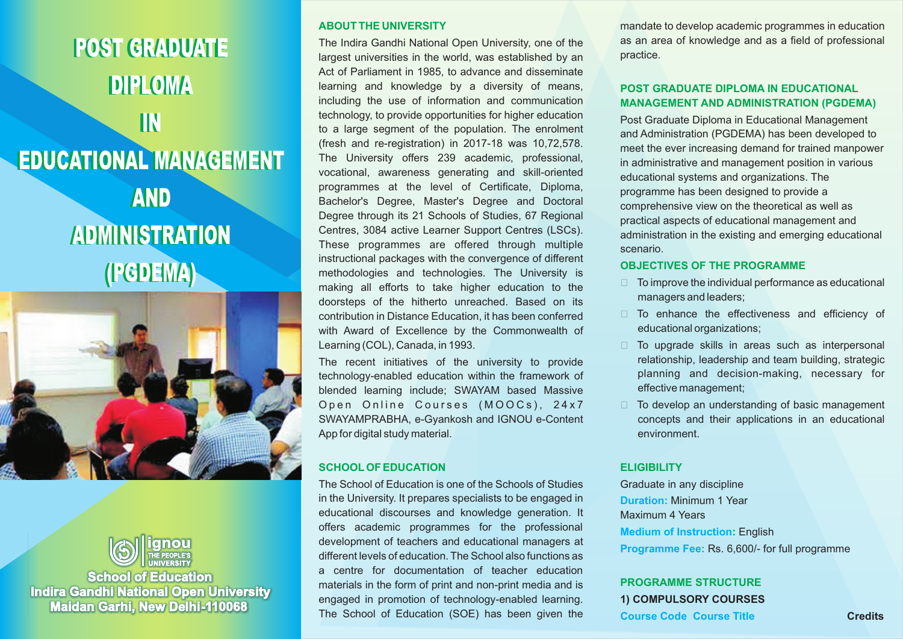# POST GRADUATE DIPLOMA IN EDUCATIONAL MANAGEMENT AND ADMINISTRATION (PGDEMA)

ignou
THE PEOPLE'S UNIVERSITY

**School of Education**
**Indira Gandhi National Open University**
**Maidan Garhi, New Delhi-110068**

## ABOUT THE UNIVERSITY

The Indira Gandhi National Open University, one of the largest universities in the world, was established by an Act of Parliament in 1985, to advance and disseminate learning and knowledge by a diversity of means, including the use of information and communication technology, to provide opportunities for higher education to a large segment of the population. The enrolment (fresh and re-registration) in 2017-18 was 10,72,578. The University offers 239 academic, professional, vocational, awareness generating and skill-oriented programmes at the level of Certificate, Diploma, Bachelor's Degree, Master's Degree and Doctoral Degree through its 21 Schools of Studies, 67 Regional Centres, 3084 active Learner Support Centres (LSCs). These programmes are offered through multiple instructional packages with the convergence of different methodologies and technologies. The University is making all efforts to take higher education to the doorsteps of the hitherto unreached. Based on its contribution in Distance Education, it has been conferred with Award of Excellence by the Commonwealth of Learning (COL), Canada, in 1993.

The recent initiatives of the university to provide technology-enabled education within the framework of blended learning include; SWAYAM based Massive Open Online Courses (MOOCs), 24x7 SWAYAMPRABHA, e-Gyankosh and IGNOU e-Content App for digital study material.

## SCHOOL OF EDUCATION

The School of Education is one of the Schools of Studies in the University. It prepares specialists to be engaged in educational discourses and knowledge generation. It offers academic programmes for the professional development of teachers and educational managers at different levels of education. The School also functions as a centre for documentation of teacher education materials in the form of print and non-print media and is engaged in promotion of technology-enabled learning. The School of Education (SOE) has been given the mandate to develop academic programmes in education as an area of knowledge and as a field of professional practice.

## POST GRADUATE DIPLOMA IN EDUCATIONAL MANAGEMENT AND ADMINISTRATION (PGDEMA)

Post Graduate Diploma in Educational Management and Administration (PGDEMA) has been developed to meet the ever increasing demand for trained manpower in administrative and management position in various educational systems and organizations. The programme has been designed to provide a comprehensive view on the theoretical as well as practical aspects of educational management and administration in the existing and emerging educational scenario.

## OBJECTIVES OF THE PROGRAMME

- To improve the individual performance as educational managers and leaders;
- To enhance the effectiveness and efficiency of educational organizations;
- To upgrade skills in areas such as interpersonal relationship, leadership and team building, strategic planning and decision-making, necessary for effective management;
- To develop an understanding of basic management concepts and their applications in an educational environment.

## ELIGIBILITY

Graduate in any discipline

**Duration:** Minimum 1 Year
Maximum 4 Years

**Medium of Instruction:** English

**Programme Fee:** Rs. 6,600/- for full programme

## PROGRAMME STRUCTURE

**1) COMPULSORY COURSES**

| Course Code | Course Title | Credits |
| --- | --- | --- |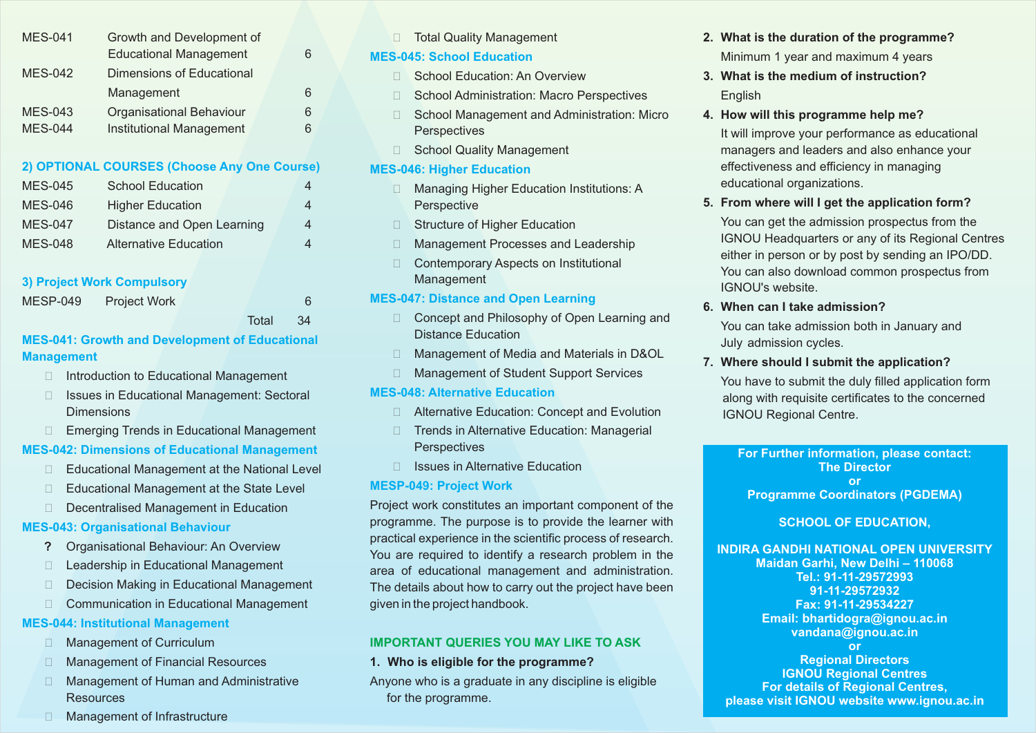| | | |
|---|---|---|
| MES-041 | Growth and Development of Educational Management | 6 |
| MES-042 | Dimensions of Educational Management | 6 |
| MES-043 | Organisational Behaviour | 6 |
| MES-044 | Institutional Management | 6 |

## 2) OPTIONAL COURSES (Choose Any One Course)

| | | |
|---|---|---|
| MES-045 | School Education | 4 |
| MES-046 | Higher Education | 4 |
| MES-047 | Distance and Open Learning | 4 |
| MES-048 | Alternative Education | 4 |

## 3) Project Work Compulsory

| | | |
|---|---|---|
| MESP-049 | Project Work | 6 |
| | Total | 34 |

### MES-041: Growth and Development of Educational Management

- Introduction to Educational Management
- Issues in Educational Management: Sectoral Dimensions
- Emerging Trends in Educational Management

### MES-042: Dimensions of Educational Management

- Educational Management at the National Level
- Educational Management at the State Level
- Decentralised Management in Education

### MES-043: Organisational Behaviour

- Organisational Behaviour: An Overview
- Leadership in Educational Management
- Decision Making in Educational Management
- Communication in Educational Management

### MES-044: Institutional Management

- Management of Curriculum
- Management of Financial Resources
- Management of Human and Administrative Resources
- Management of Infrastructure
- Total Quality Management

### MES-045: School Education

- School Education: An Overview
- School Administration: Macro Perspectives
- School Management and Administration: Micro Perspectives
- School Quality Management

### MES-046: Higher Education

- Managing Higher Education Institutions: A Perspective
- Structure of Higher Education
- Management Processes and Leadership
- Contemporary Aspects on Institutional Management

### MES-047: Distance and Open Learning

- Concept and Philosophy of Open Learning and Distance Education
- Management of Media and Materials in D&OL
- Management of Student Support Services

### MES-048: Alternative Education

- Alternative Education: Concept and Evolution
- Trends in Alternative Education: Managerial Perspectives
- Issues in Alternative Education

### MESP-049: Project Work

Project work constitutes an important component of the programme. The purpose is to provide the learner with practical experience in the scientific process of research. You are required to identify a research problem in the area of educational management and administration. The details about how to carry out the project have been given in the project handbook.

## IMPORTANT QUERIES YOU MAY LIKE TO ASK

1. **Who is eligible for the programme?**
   Anyone who is a graduate in any discipline is eligible for the programme.
2. **What is the duration of the programme?**
   Minimum 1 year and maximum 4 years
3. **What is the medium of instruction?**
   English
4. **How will this programme help me?**
   It will improve your performance as educational managers and leaders and also enhance your effectiveness and efficiency in managing educational organizations.
5. **From where will I get the application form?**
   You can get the admission prospectus from the IGNOU Headquarters or any of its Regional Centres either in person or by post by sending an IPO/DD. You can also download common prospectus from IGNOU's website.
6. **When can I take admission?**
   You can take admission both in January and July admission cycles.
7. **Where should I submit the application?**
   You have to submit the duly filled application form along with requisite certificates to the concerned IGNOU Regional Centre.

**For Further information, please contact:**
**The Director**
**or**
**Programme Coordinators (PGDEMA)**

**SCHOOL OF EDUCATION,**

**INDIRA GANDHI NATIONAL OPEN UNIVERSITY**
**Maidan Garhi, New Delhi – 110068**
**Tel.: 91-11-29572993**
**91-11-29572932**
**Fax: 91-11-29534227**
**Email: bhartidogra@ignou.ac.in**
**vandana@ignou.ac.in**
**or**
**Regional Directors**
**IGNOU Regional Centres**
**For details of Regional Centres,**
**please visit IGNOU website www.ignou.ac.in**